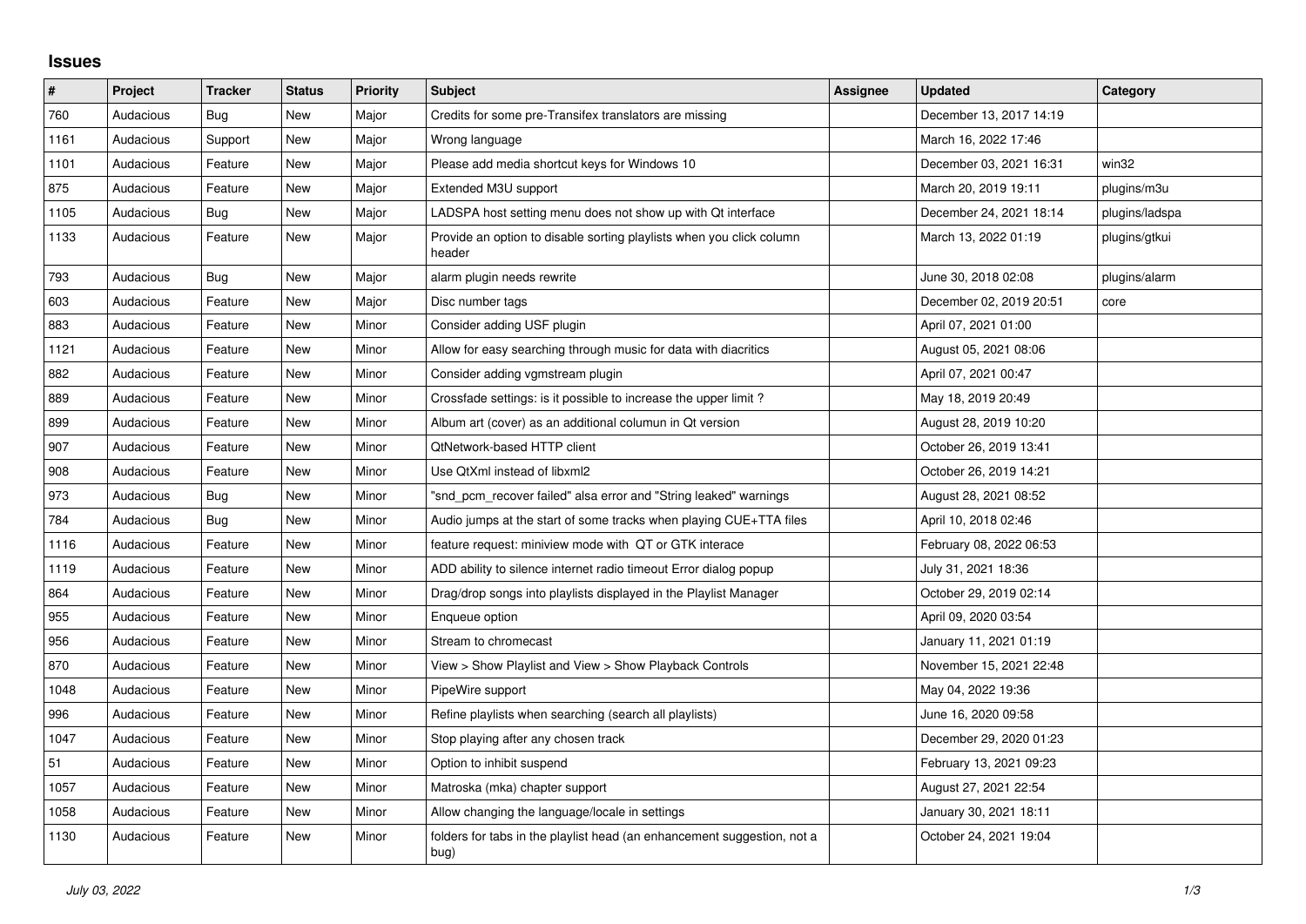## Issues

| # | Project | Tracker | Status | Priority | Subject | Assignee | Updated | Category |
|---|---|---|---|---|---|---|---|---|
| 760 | Audacious | Bug | New | Major | Credits for some pre-Transifex translators are missing | | December 13, 2017 14:19 | |
| 1161 | Audacious | Support | New | Major | Wrong language | | March 16, 2022 17:46 | |
| 1101 | Audacious | Feature | New | Major | Please add media shortcut keys for Windows 10 | | December 03, 2021 16:31 | win32 |
| 875 | Audacious | Feature | New | Major | Extended M3U support | | March 20, 2019 19:11 | plugins/m3u |
| 1105 | Audacious | Bug | New | Major | LADSPA host setting menu does not show up with Qt interface | | December 24, 2021 18:14 | plugins/ladspa |
| 1133 | Audacious | Feature | New | Major | Provide an option to disable sorting playlists when you click column header | | March 13, 2022 01:19 | plugins/gtkui |
| 793 | Audacious | Bug | New | Major | alarm plugin needs rewrite | | June 30, 2018 02:08 | plugins/alarm |
| 603 | Audacious | Feature | New | Major | Disc number tags | | December 02, 2019 20:51 | core |
| 883 | Audacious | Feature | New | Minor | Consider adding USF plugin | | April 07, 2021 01:00 | |
| 1121 | Audacious | Feature | New | Minor | Allow for easy searching through music for data with diacritics | | August 05, 2021 08:06 | |
| 882 | Audacious | Feature | New | Minor | Consider adding vgmstream plugin | | April 07, 2021 00:47 | |
| 889 | Audacious | Feature | New | Minor | Crossfade settings: is it possible to increase the upper limit ? | | May 18, 2019 20:49 | |
| 899 | Audacious | Feature | New | Minor | Album art (cover) as an additional columun in Qt version | | August 28, 2019 10:20 | |
| 907 | Audacious | Feature | New | Minor | QtNetwork-based HTTP client | | October 26, 2019 13:41 | |
| 908 | Audacious | Feature | New | Minor | Use QtXml instead of libxml2 | | October 26, 2019 14:21 | |
| 973 | Audacious | Bug | New | Minor | "snd_pcm_recover failed" alsa error and "String leaked" warnings | | August 28, 2021 08:52 | |
| 784 | Audacious | Bug | New | Minor | Audio jumps at the start of some tracks when playing CUE+TTA files | | April 10, 2018 02:46 | |
| 1116 | Audacious | Feature | New | Minor | feature request: miniview mode with QT or GTK interace | | February 08, 2022 06:53 | |
| 1119 | Audacious | Feature | New | Minor | ADD ability to silence internet radio timeout Error dialog popup | | July 31, 2021 18:36 | |
| 864 | Audacious | Feature | New | Minor | Drag/drop songs into playlists displayed in the Playlist Manager | | October 29, 2019 02:14 | |
| 955 | Audacious | Feature | New | Minor | Enqueue option | | April 09, 2020 03:54 | |
| 956 | Audacious | Feature | New | Minor | Stream to chromecast | | January 11, 2021 01:19 | |
| 870 | Audacious | Feature | New | Minor | View > Show Playlist and View > Show Playback Controls | | November 15, 2021 22:48 | |
| 1048 | Audacious | Feature | New | Minor | PipeWire support | | May 04, 2022 19:36 | |
| 996 | Audacious | Feature | New | Minor | Refine playlists when searching (search all playlists) | | June 16, 2020 09:58 | |
| 1047 | Audacious | Feature | New | Minor | Stop playing after any chosen track | | December 29, 2020 01:23 | |
| 51 | Audacious | Feature | New | Minor | Option to inhibit suspend | | February 13, 2021 09:23 | |
| 1057 | Audacious | Feature | New | Minor | Matroska (mka) chapter support | | August 27, 2021 22:54 | |
| 1058 | Audacious | Feature | New | Minor | Allow changing the language/locale in settings | | January 30, 2021 18:11 | |
| 1130 | Audacious | Feature | New | Minor | folders for tabs in the playlist head (an enhancement suggestion, not a bug) | | October 24, 2021 19:04 | |

*July 03, 2022*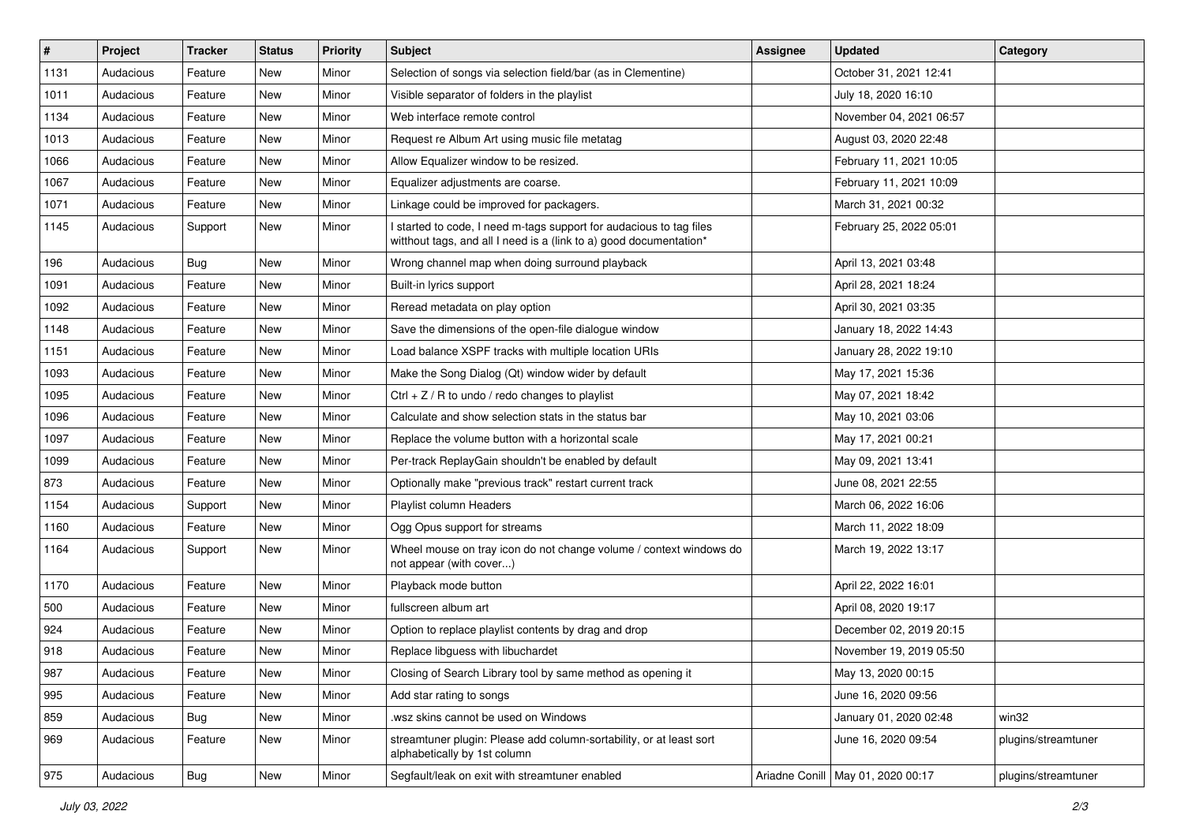| # | Project | Tracker | Status | Priority | Subject | Assignee | Updated | Category |
|---|---|---|---|---|---|---|---|---|
| 1131 | Audacious | Feature | New | Minor | Selection of songs via selection field/bar (as in Clementine) | | October 31, 2021 12:41 | |
| 1011 | Audacious | Feature | New | Minor | Visible separator of folders in the playlist | | July 18, 2020 16:10 | |
| 1134 | Audacious | Feature | New | Minor | Web interface remote control | | November 04, 2021 06:57 | |
| 1013 | Audacious | Feature | New | Minor | Request re Album Art using music file metatag | | August 03, 2020 22:48 | |
| 1066 | Audacious | Feature | New | Minor | Allow Equalizer window to be resized. | | February 11, 2021 10:05 | |
| 1067 | Audacious | Feature | New | Minor | Equalizer adjustments are coarse. | | February 11, 2021 10:09 | |
| 1071 | Audacious | Feature | New | Minor | Linkage could be improved for packagers. | | March 31, 2021 00:32 | |
| 1145 | Audacious | Support | New | Minor | I started to code, I need m-tags support for audacious to tag files witthout tags, and all I need is a (link to a) good documentation* | | February 25, 2022 05:01 | |
| 196 | Audacious | Bug | New | Minor | Wrong channel map when doing surround playback | | April 13, 2021 03:48 | |
| 1091 | Audacious | Feature | New | Minor | Built-in lyrics support | | April 28, 2021 18:24 | |
| 1092 | Audacious | Feature | New | Minor | Reread metadata on play option | | April 30, 2021 03:35 | |
| 1148 | Audacious | Feature | New | Minor | Save the dimensions of the open-file dialogue window | | January 18, 2022 14:43 | |
| 1151 | Audacious | Feature | New | Minor | Load balance XSPF tracks with multiple location URIs | | January 28, 2022 19:10 | |
| 1093 | Audacious | Feature | New | Minor | Make the Song Dialog (Qt) window wider by default | | May 17, 2021 15:36 | |
| 1095 | Audacious | Feature | New | Minor | Ctrl + Z / R to undo / redo changes to playlist | | May 07, 2021 18:42 | |
| 1096 | Audacious | Feature | New | Minor | Calculate and show selection stats in the status bar | | May 10, 2021 03:06 | |
| 1097 | Audacious | Feature | New | Minor | Replace the volume button with a horizontal scale | | May 17, 2021 00:21 | |
| 1099 | Audacious | Feature | New | Minor | Per-track ReplayGain shouldn't be enabled by default | | May 09, 2021 13:41 | |
| 873 | Audacious | Feature | New | Minor | Optionally make "previous track" restart current track | | June 08, 2021 22:55 | |
| 1154 | Audacious | Support | New | Minor | Playlist column Headers | | March 06, 2022 16:06 | |
| 1160 | Audacious | Feature | New | Minor | Ogg Opus support for streams | | March 11, 2022 18:09 | |
| 1164 | Audacious | Support | New | Minor | Wheel mouse on tray icon do not change volume / context windows do not appear (with cover...) | | March 19, 2022 13:17 | |
| 1170 | Audacious | Feature | New | Minor | Playback mode button | | April 22, 2022 16:01 | |
| 500 | Audacious | Feature | New | Minor | fullscreen album art | | April 08, 2020 19:17 | |
| 924 | Audacious | Feature | New | Minor | Option to replace playlist contents by drag and drop | | December 02, 2019 20:15 | |
| 918 | Audacious | Feature | New | Minor | Replace libguess with libuchardet | | November 19, 2019 05:50 | |
| 987 | Audacious | Feature | New | Minor | Closing of Search Library tool by same method as opening it | | May 13, 2020 00:15 | |
| 995 | Audacious | Feature | New | Minor | Add star rating to songs | | June 16, 2020 09:56 | |
| 859 | Audacious | Bug | New | Minor | .wsz skins cannot be used on Windows | | January 01, 2020 02:48 | win32 |
| 969 | Audacious | Feature | New | Minor | streamtuner plugin: Please add column-sortability, or at least sort alphabetically by 1st column | | June 16, 2020 09:54 | plugins/streamtuner |
| 975 | Audacious | Bug | New | Minor | Segfault/leak on exit with streamtuner enabled | Ariadne Conill | May 01, 2020 00:17 | plugins/streamtuner |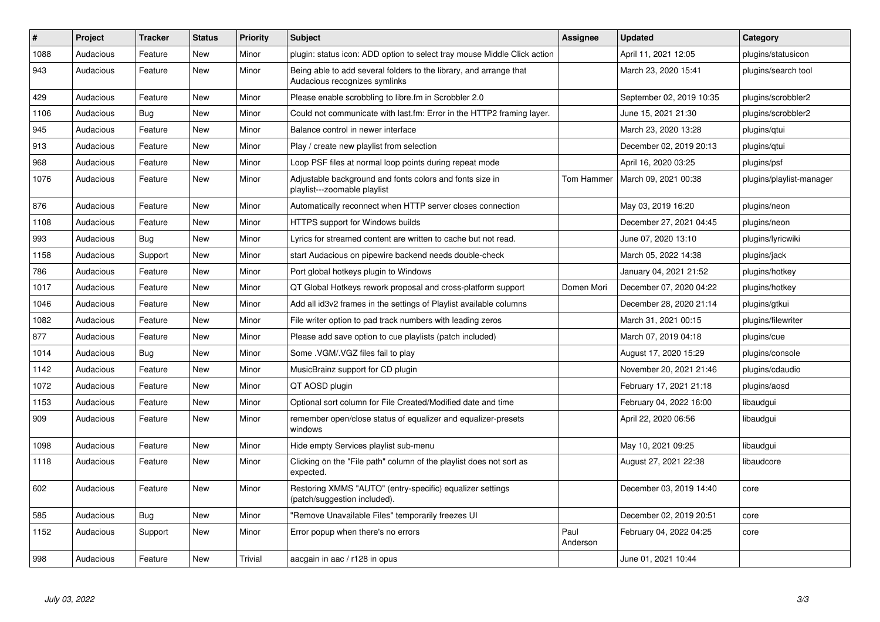| # | Project | Tracker | Status | Priority | Subject | Assignee | Updated | Category |
|---|---|---|---|---|---|---|---|---|
| 1088 | Audacious | Feature | New | Minor | plugin: status icon: ADD option to select tray mouse Middle Click action | | April 11, 2021 12:05 | plugins/statusicon |
| 943 | Audacious | Feature | New | Minor | Being able to add several folders to the library, and arrange that Audacious recognizes symlinks | | March 23, 2020 15:41 | plugins/search tool |
| 429 | Audacious | Feature | New | Minor | Please enable scrobbling to libre.fm in Scrobbler 2.0 | | September 02, 2019 10:35 | plugins/scrobbler2 |
| 1106 | Audacious | Bug | New | Minor | Could not communicate with last.fm: Error in the HTTP2 framing layer. | | June 15, 2021 21:30 | plugins/scrobbler2 |
| 945 | Audacious | Feature | New | Minor | Balance control in newer interface | | March 23, 2020 13:28 | plugins/qtui |
| 913 | Audacious | Feature | New | Minor | Play / create new playlist from selection | | December 02, 2019 20:13 | plugins/qtui |
| 968 | Audacious | Feature | New | Minor | Loop PSF files at normal loop points during repeat mode | | April 16, 2020 03:25 | plugins/psf |
| 1076 | Audacious | Feature | New | Minor | Adjustable background and fonts colors and fonts size in playlist---zoomable playlist | Tom Hammer | March 09, 2021 00:38 | plugins/playlist-manager |
| 876 | Audacious | Feature | New | Minor | Automatically reconnect when HTTP server closes connection | | May 03, 2019 16:20 | plugins/neon |
| 1108 | Audacious | Feature | New | Minor | HTTPS support for Windows builds | | December 27, 2021 04:45 | plugins/neon |
| 993 | Audacious | Bug | New | Minor | Lyrics for streamed content are written to cache but not read. | | June 07, 2020 13:10 | plugins/lyricwiki |
| 1158 | Audacious | Support | New | Minor | start Audacious on pipewire backend needs double-check | | March 05, 2022 14:38 | plugins/jack |
| 786 | Audacious | Feature | New | Minor | Port global hotkeys plugin to Windows | | January 04, 2021 21:52 | plugins/hotkey |
| 1017 | Audacious | Feature | New | Minor | QT Global Hotkeys rework proposal and cross-platform support | Domen Mori | December 07, 2020 04:22 | plugins/hotkey |
| 1046 | Audacious | Feature | New | Minor | Add all id3v2 frames in the settings of Playlist available columns | | December 28, 2020 21:14 | plugins/gtkui |
| 1082 | Audacious | Feature | New | Minor | File writer option to pad track numbers with leading zeros | | March 31, 2021 00:15 | plugins/filewriter |
| 877 | Audacious | Feature | New | Minor | Please add save option to cue playlists (patch included) | | March 07, 2019 04:18 | plugins/cue |
| 1014 | Audacious | Bug | New | Minor | Some .VGM/.VGZ files fail to play | | August 17, 2020 15:29 | plugins/console |
| 1142 | Audacious | Feature | New | Minor | MusicBrainz support for CD plugin | | November 20, 2021 21:46 | plugins/cdaudio |
| 1072 | Audacious | Feature | New | Minor | QT AOSD plugin | | February 17, 2021 21:18 | plugins/aosd |
| 1153 | Audacious | Feature | New | Minor | Optional sort column for File Created/Modified date and time | | February 04, 2022 16:00 | libaudgui |
| 909 | Audacious | Feature | New | Minor | remember open/close status of equalizer and equalizer-presets windows | | April 22, 2020 06:56 | libaudgui |
| 1098 | Audacious | Feature | New | Minor | Hide empty Services playlist sub-menu | | May 10, 2021 09:25 | libaudgui |
| 1118 | Audacious | Feature | New | Minor | Clicking on the "File path" column of the playlist does not sort as expected. | | August 27, 2021 22:38 | libaudcore |
| 602 | Audacious | Feature | New | Minor | Restoring XMMS "AUTO" (entry-specific) equalizer settings (patch/suggestion included). | | December 03, 2019 14:40 | core |
| 585 | Audacious | Bug | New | Minor | "Remove Unavailable Files" temporarily freezes UI | | December 02, 2019 20:51 | core |
| 1152 | Audacious | Support | New | Minor | Error popup when there's no errors | Paul Anderson | February 04, 2022 04:25 | core |
| 998 | Audacious | Feature | New | Trivial | aacgain in aac / r128 in opus | | June 01, 2021 10:44 | |

*July 03, 2022*